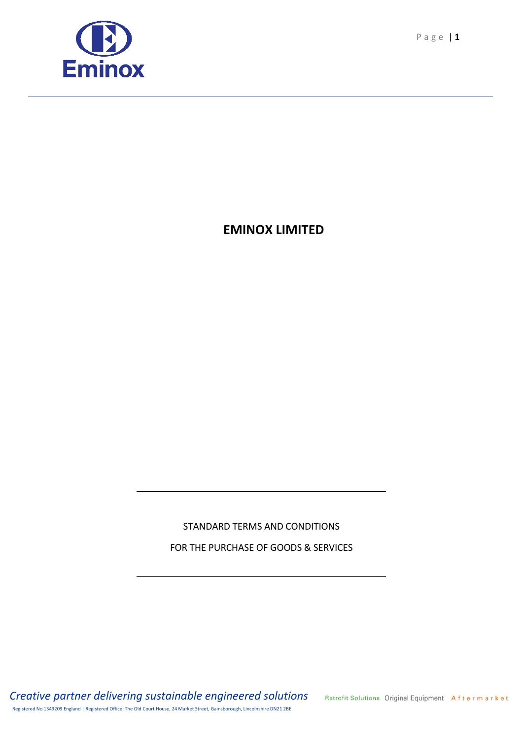# EMINOX LIMITED

STANDARD TERMS AND CONDITIONS

FOR THE PURCHASE OF GOODS & SERVICES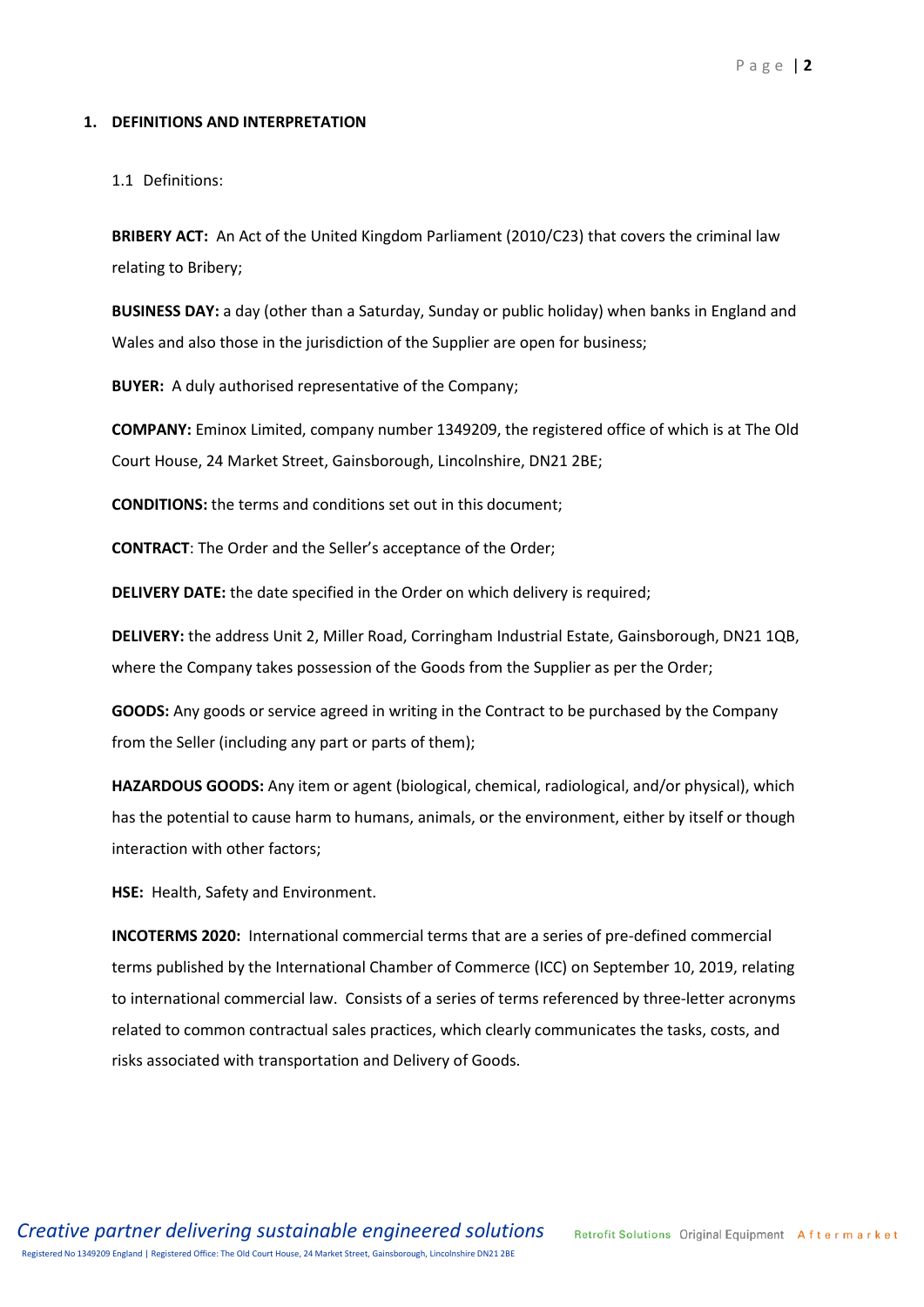## 1. DEFINITIONS AND INTERPRETATION

1.1 Definitions:

**BRIBERY ACT:** An Act of the United Kingdom Parliament (2010/C23) that covers the criminal law relating to Bribery;

**BUSINESS DAY:** a day (other than a Saturday, Sunday or public holiday) when banks in England and Wales and also those in the jurisdiction of the Supplier are open for business;

**BUYER:** A duly authorised representative of the Company;

**COMPANY:** Eminox Limited, company number 1349209, the registered office of which is at The Old Court House, 24 Market Street, Gainsborough, Lincolnshire, DN21 2BE;

**CONDITIONS:** the terms and conditions set out in this document;

**CONTRACT**: The Order and the Seller's acceptance of the Order;

**DELIVERY DATE:** the date specified in the Order on which delivery is required;

**DELIVERY:** the address Unit 2, Miller Road, Corringham Industrial Estate, Gainsborough, DN21 1QB, where the Company takes possession of the Goods from the Supplier as per the Order;

**GOODS:** Any goods or service agreed in writing in the Contract to be purchased by the Company from the Seller (including any part or parts of them);

**HAZARDOUS GOODS:** Any item or agent (biological, chemical, radiological, and/or physical), which has the potential to cause harm to humans, animals, or the environment, either by itself or though interaction with other factors;

**HSE:** Health, Safety and Environment.

**INCOTERMS 2020:** International commercial terms that are a series of pre-defined commercial terms published by the International Chamber of Commerce (ICC) on September 10, 2019, relating to international commercial law. Consists of a series of terms referenced by three-letter acronyms related to common contractual sales practices, which clearly communicates the tasks, costs, and risks associated with transportation and Delivery of Goods.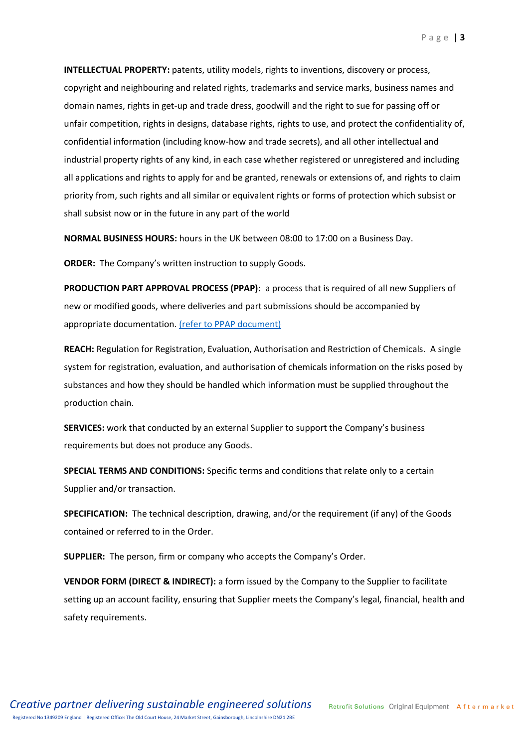**INTELLECTUAL PROPERTY:** patents, utility models, rights to inventions, discovery or process, copyright and neighbouring and related rights, trademarks and service marks, business names and domain names, rights in get-up and trade dress, goodwill and the right to sue for passing off or unfair competition, rights in designs, database rights, rights to use, and protect the confidentiality of, confidential information (including know-how and trade secrets), and all other intellectual and industrial property rights of any kind, in each case whether registered or unregistered and including all applications and rights to apply for and be granted, renewals or extensions of, and rights to claim priority from, such rights and all similar or equivalent rights or forms of protection which subsist or shall subsist now or in the future in any part of the world

**NORMAL BUSINESS HOURS:** hours in the UK between 08:00 to 17:00 on a Business Day.

**ORDER:** The Company's written instruction to supply Goods.

**PRODUCTION PART APPROVAL PROCESS (PPAP):** a process that is required of all new Suppliers of new or modified goods, where deliveries and part submissions should be accompanied by appropriate documentation. (refer to PPAP document)

**REACH:** Regulation for Registration, Evaluation, Authorisation and Restriction of Chemicals. A single system for registration, evaluation, and authorisation of chemicals information on the risks posed by substances and how they should be handled which information must be supplied throughout the production chain.

**SERVICES:** work that conducted by an external Supplier to support the Company's business requirements but does not produce any Goods.

**SPECIAL TERMS AND CONDITIONS:** Specific terms and conditions that relate only to a certain Supplier and/or transaction.

**SPECIFICATION:** The technical description, drawing, and/or the requirement (if any) of the Goods contained or referred to in the Order.

**SUPPLIER:** The person, firm or company who accepts the Company's Order.

**VENDOR FORM (DIRECT & INDIRECT):** a form issued by the Company to the Supplier to facilitate setting up an account facility, ensuring that Supplier meets the Company's legal, financial, health and safety requirements.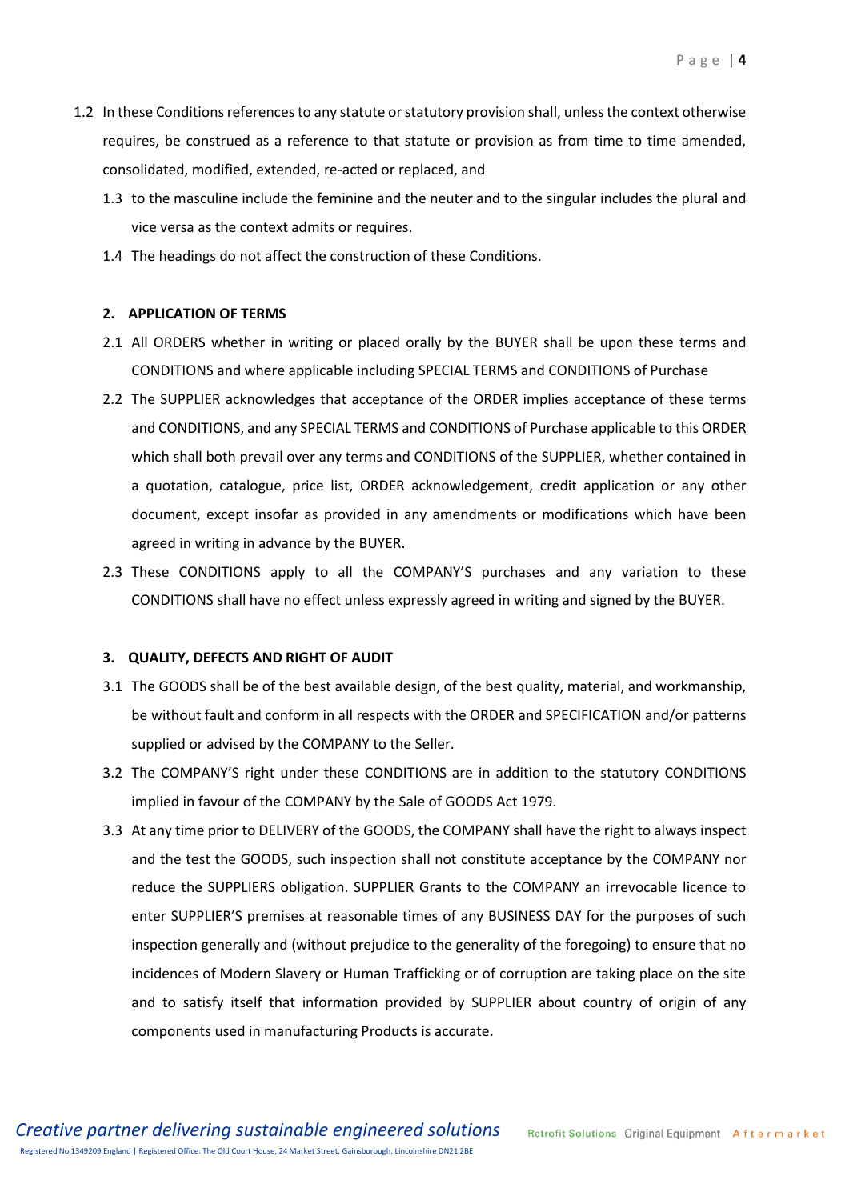1.2 In these Conditions references to any statute or statutory provision shall, unless the context otherwise requires, be construed as a reference to that statute or provision as from time to time amended, consolidated, modified, extended, re-acted or replaced, and

1.3 to the masculine include the feminine and the neuter and to the singular includes the plural and vice versa as the context admits or requires.

1.4 The headings do not affect the construction of these Conditions.

**2. APPLICATION OF TERMS**

2.1 All ORDERS whether in writing or placed orally by the BUYER shall be upon these terms and CONDITIONS and where applicable including SPECIAL TERMS and CONDITIONS of Purchase

2.2 The SUPPLIER acknowledges that acceptance of the ORDER implies acceptance of these terms and CONDITIONS, and any SPECIAL TERMS and CONDITIONS of Purchase applicable to this ORDER which shall both prevail over any terms and CONDITIONS of the SUPPLIER, whether contained in a quotation, catalogue, price list, ORDER acknowledgement, credit application or any other document, except insofar as provided in any amendments or modifications which have been agreed in writing in advance by the BUYER.

2.3 These CONDITIONS apply to all the COMPANY'S purchases and any variation to these CONDITIONS shall have no effect unless expressly agreed in writing and signed by the BUYER.

**3. QUALITY, DEFECTS AND RIGHT OF AUDIT**

3.1 The GOODS shall be of the best available design, of the best quality, material, and workmanship, be without fault and conform in all respects with the ORDER and SPECIFICATION and/or patterns supplied or advised by the COMPANY to the Seller.

3.2 The COMPANY'S right under these CONDITIONS are in addition to the statutory CONDITIONS implied in favour of the COMPANY by the Sale of GOODS Act 1979.

3.3 At any time prior to DELIVERY of the GOODS, the COMPANY shall have the right to always inspect and the test the GOODS, such inspection shall not constitute acceptance by the COMPANY nor reduce the SUPPLIERS obligation. SUPPLIER Grants to the COMPANY an irrevocable licence to enter SUPPLIER'S premises at reasonable times of any BUSINESS DAY for the purposes of such inspection generally and (without prejudice to the generality of the foregoing) to ensure that no incidences of Modern Slavery or Human Trafficking or of corruption are taking place on the site and to satisfy itself that information provided by SUPPLIER about country of origin of any components used in manufacturing Products is accurate.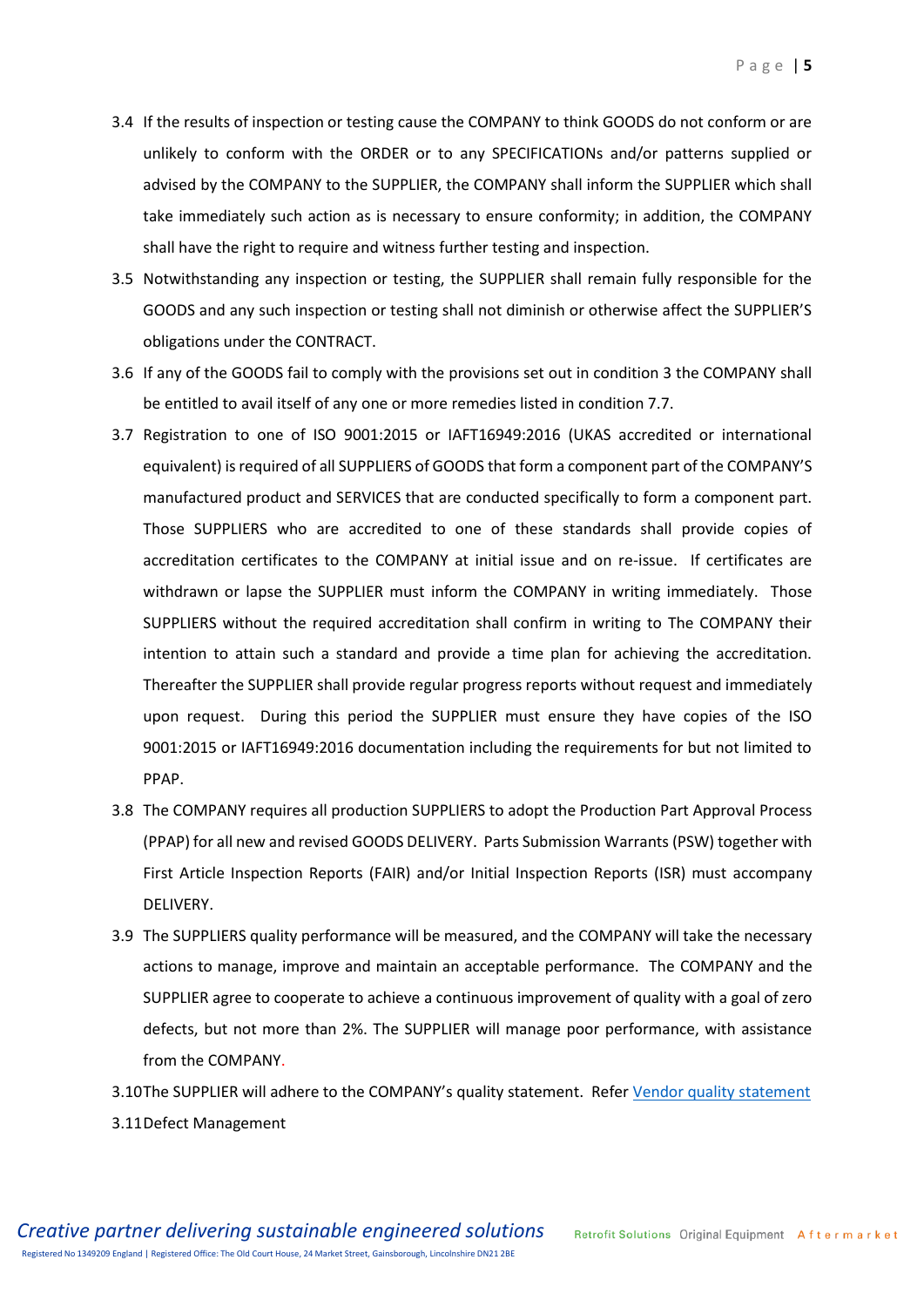3.4 If the results of inspection or testing cause the COMPANY to think GOODS do not conform or are unlikely to conform with the ORDER or to any SPECIFICATIONs and/or patterns supplied or advised by the COMPANY to the SUPPLIER, the COMPANY shall inform the SUPPLIER which shall take immediately such action as is necessary to ensure conformity; in addition, the COMPANY shall have the right to require and witness further testing and inspection.

3.5 Notwithstanding any inspection or testing, the SUPPLIER shall remain fully responsible for the GOODS and any such inspection or testing shall not diminish or otherwise affect the SUPPLIER'S obligations under the CONTRACT.

3.6 If any of the GOODS fail to comply with the provisions set out in condition 3 the COMPANY shall be entitled to avail itself of any one or more remedies listed in condition 7.7.

3.7 Registration to one of ISO 9001:2015 or IAFT16949:2016 (UKAS accredited or international equivalent) is required of all SUPPLIERS of GOODS that form a component part of the COMPANY'S manufactured product and SERVICES that are conducted specifically to form a component part. Those SUPPLIERS who are accredited to one of these standards shall provide copies of accreditation certificates to the COMPANY at initial issue and on re-issue. If certificates are withdrawn or lapse the SUPPLIER must inform the COMPANY in writing immediately. Those SUPPLIERS without the required accreditation shall confirm in writing to The COMPANY their intention to attain such a standard and provide a time plan for achieving the accreditation. Thereafter the SUPPLIER shall provide regular progress reports without request and immediately upon request. During this period the SUPPLIER must ensure they have copies of the ISO 9001:2015 or IAFT16949:2016 documentation including the requirements for but not limited to PPAP.

3.8 The COMPANY requires all production SUPPLIERS to adopt the Production Part Approval Process (PPAP) for all new and revised GOODS DELIVERY. Parts Submission Warrants (PSW) together with First Article Inspection Reports (FAIR) and/or Initial Inspection Reports (ISR) must accompany DELIVERY.

3.9 The SUPPLIERS quality performance will be measured, and the COMPANY will take the necessary actions to manage, improve and maintain an acceptable performance. The COMPANY and the SUPPLIER agree to cooperate to achieve a continuous improvement of quality with a goal of zero defects, but not more than 2%. The SUPPLIER will manage poor performance, with assistance from the COMPANY.

3.10 The SUPPLIER will adhere to the COMPANY's quality statement. Refer [Vendor quality statement]

3.11 Defect Management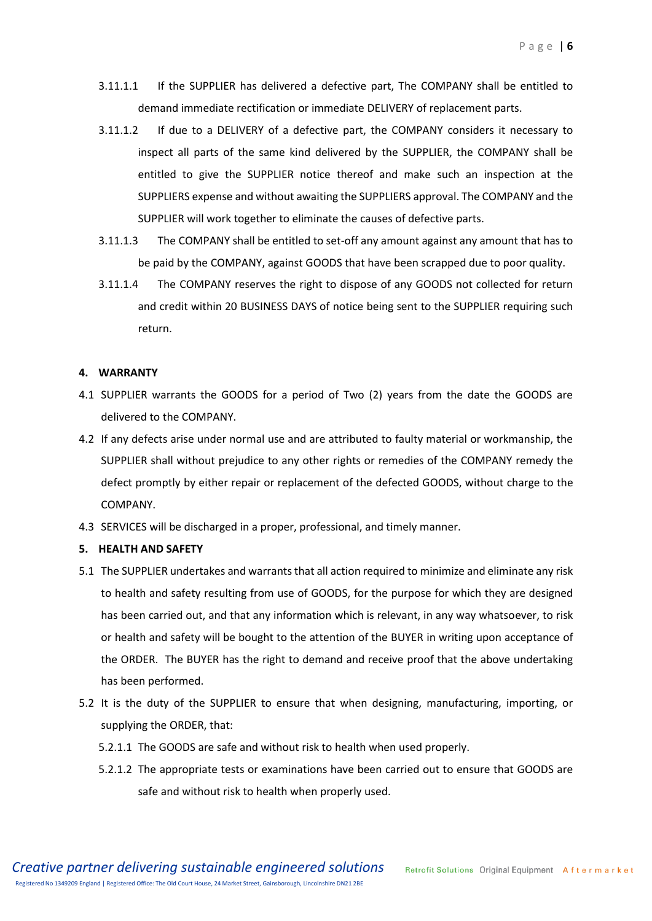3.11.1.1 If the SUPPLIER has delivered a defective part, The COMPANY shall be entitled to demand immediate rectification or immediate DELIVERY of replacement parts.

3.11.1.2 If due to a DELIVERY of a defective part, the COMPANY considers it necessary to inspect all parts of the same kind delivered by the SUPPLIER, the COMPANY shall be entitled to give the SUPPLIER notice thereof and make such an inspection at the SUPPLIERS expense and without awaiting the SUPPLIERS approval. The COMPANY and the SUPPLIER will work together to eliminate the causes of defective parts.

3.11.1.3 The COMPANY shall be entitled to set-off any amount against any amount that has to be paid by the COMPANY, against GOODS that have been scrapped due to poor quality.

3.11.1.4 The COMPANY reserves the right to dispose of any GOODS not collected for return and credit within 20 BUSINESS DAYS of notice being sent to the SUPPLIER requiring such return.

## 4. WARRANTY

4.1 SUPPLIER warrants the GOODS for a period of Two (2) years from the date the GOODS are delivered to the COMPANY.

4.2 If any defects arise under normal use and are attributed to faulty material or workmanship, the SUPPLIER shall without prejudice to any other rights or remedies of the COMPANY remedy the defect promptly by either repair or replacement of the defected GOODS, without charge to the COMPANY.

4.3 SERVICES will be discharged in a proper, professional, and timely manner.

## 5. HEALTH AND SAFETY

5.1 The SUPPLIER undertakes and warrants that all action required to minimize and eliminate any risk to health and safety resulting from use of GOODS, for the purpose for which they are designed has been carried out, and that any information which is relevant, in any way whatsoever, to risk or health and safety will be bought to the attention of the BUYER in writing upon acceptance of the ORDER. The BUYER has the right to demand and receive proof that the above undertaking has been performed.

5.2 It is the duty of the SUPPLIER to ensure that when designing, manufacturing, importing, or supplying the ORDER, that:

5.2.1.1 The GOODS are safe and without risk to health when used properly.

5.2.1.2 The appropriate tests or examinations have been carried out to ensure that GOODS are safe and without risk to health when properly used.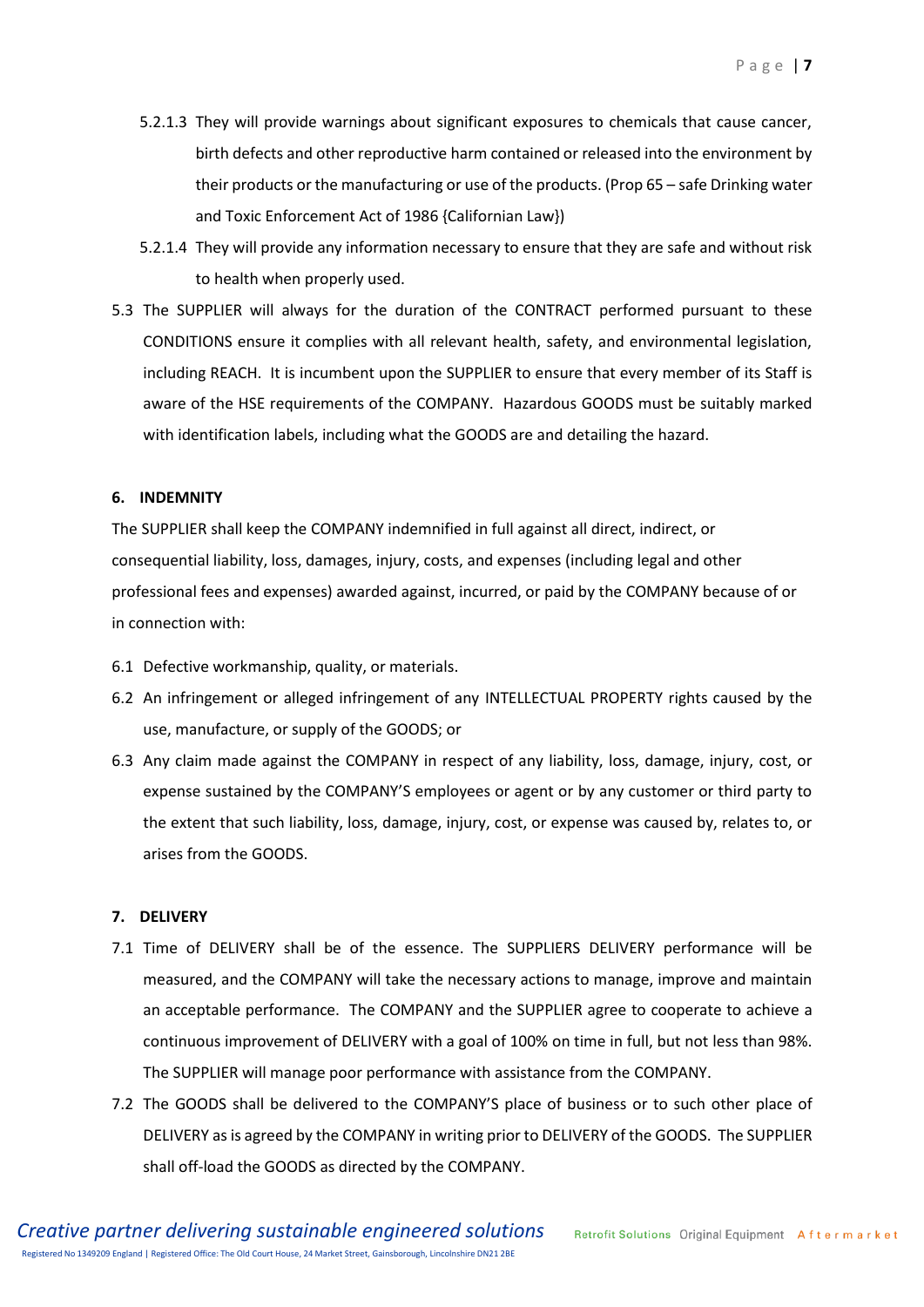5.2.1.3 They will provide warnings about significant exposures to chemicals that cause cancer, birth defects and other reproductive harm contained or released into the environment by their products or the manufacturing or use of the products. (Prop 65 – safe Drinking water and Toxic Enforcement Act of 1986 {Californian Law})

5.2.1.4 They will provide any information necessary to ensure that they are safe and without risk to health when properly used.

5.3 The SUPPLIER will always for the duration of the CONTRACT performed pursuant to these CONDITIONS ensure it complies with all relevant health, safety, and environmental legislation, including REACH. It is incumbent upon the SUPPLIER to ensure that every member of its Staff is aware of the HSE requirements of the COMPANY. Hazardous GOODS must be suitably marked with identification labels, including what the GOODS are and detailing the hazard.

## 6. INDEMNITY

The SUPPLIER shall keep the COMPANY indemnified in full against all direct, indirect, or consequential liability, loss, damages, injury, costs, and expenses (including legal and other professional fees and expenses) awarded against, incurred, or paid by the COMPANY because of or in connection with:

6.1 Defective workmanship, quality, or materials.

6.2 An infringement or alleged infringement of any INTELLECTUAL PROPERTY rights caused by the use, manufacture, or supply of the GOODS; or

6.3 Any claim made against the COMPANY in respect of any liability, loss, damage, injury, cost, or expense sustained by the COMPANY'S employees or agent or by any customer or third party to the extent that such liability, loss, damage, injury, cost, or expense was caused by, relates to, or arises from the GOODS.

## 7. DELIVERY

7.1 Time of DELIVERY shall be of the essence. The SUPPLIERS DELIVERY performance will be measured, and the COMPANY will take the necessary actions to manage, improve and maintain an acceptable performance. The COMPANY and the SUPPLIER agree to cooperate to achieve a continuous improvement of DELIVERY with a goal of 100% on time in full, but not less than 98%. The SUPPLIER will manage poor performance with assistance from the COMPANY.

7.2 The GOODS shall be delivered to the COMPANY'S place of business or to such other place of DELIVERY as is agreed by the COMPANY in writing prior to DELIVERY of the GOODS. The SUPPLIER shall off-load the GOODS as directed by the COMPANY.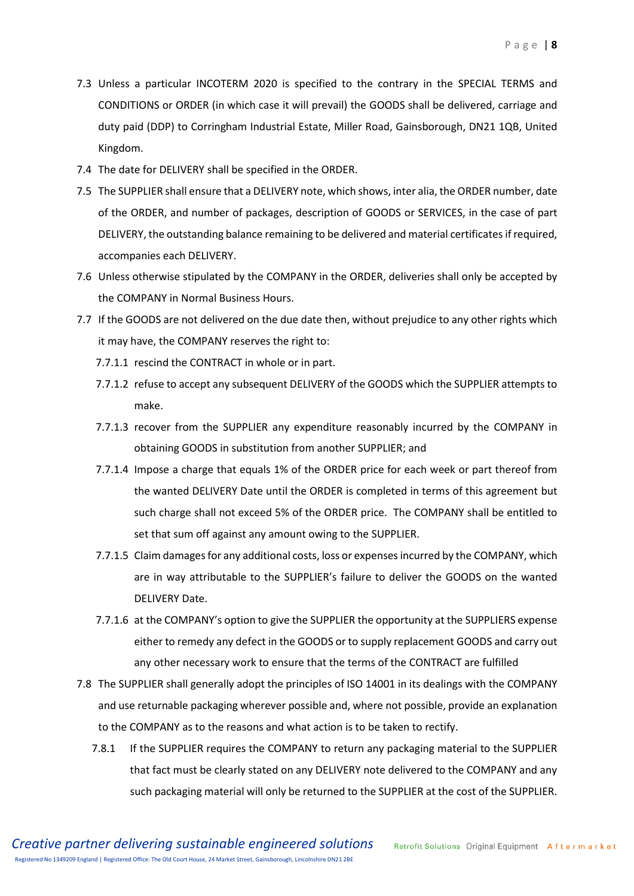7.3 Unless a particular INCOTERM 2020 is specified to the contrary in the SPECIAL TERMS and CONDITIONS or ORDER (in which case it will prevail) the GOODS shall be delivered, carriage and duty paid (DDP) to Corringham Industrial Estate, Miller Road, Gainsborough, DN21 1QB, United Kingdom.

7.4 The date for DELIVERY shall be specified in the ORDER.

7.5 The SUPPLIER shall ensure that a DELIVERY note, which shows, inter alia, the ORDER number, date of the ORDER, and number of packages, description of GOODS or SERVICES, in the case of part DELIVERY, the outstanding balance remaining to be delivered and material certificates if required, accompanies each DELIVERY.

7.6 Unless otherwise stipulated by the COMPANY in the ORDER, deliveries shall only be accepted by the COMPANY in Normal Business Hours.

7.7 If the GOODS are not delivered on the due date then, without prejudice to any other rights which it may have, the COMPANY reserves the right to:

7.7.1.1 rescind the CONTRACT in whole or in part.

7.7.1.2 refuse to accept any subsequent DELIVERY of the GOODS which the SUPPLIER attempts to make.

7.7.1.3 recover from the SUPPLIER any expenditure reasonably incurred by the COMPANY in obtaining GOODS in substitution from another SUPPLIER; and

7.7.1.4 Impose a charge that equals 1% of the ORDER price for each week or part thereof from the wanted DELIVERY Date until the ORDER is completed in terms of this agreement but such charge shall not exceed 5% of the ORDER price. The COMPANY shall be entitled to set that sum off against any amount owing to the SUPPLIER.

7.7.1.5 Claim damages for any additional costs, loss or expenses incurred by the COMPANY, which are in way attributable to the SUPPLIER's failure to deliver the GOODS on the wanted DELIVERY Date.

7.7.1.6 at the COMPANY's option to give the SUPPLIER the opportunity at the SUPPLIERS expense either to remedy any defect in the GOODS or to supply replacement GOODS and carry out any other necessary work to ensure that the terms of the CONTRACT are fulfilled

7.8 The SUPPLIER shall generally adopt the principles of ISO 14001 in its dealings with the COMPANY and use returnable packaging wherever possible and, where not possible, provide an explanation to the COMPANY as to the reasons and what action is to be taken to rectify.

7.8.1 If the SUPPLIER requires the COMPANY to return any packaging material to the SUPPLIER that fact must be clearly stated on any DELIVERY note delivered to the COMPANY and any such packaging material will only be returned to the SUPPLIER at the cost of the SUPPLIER.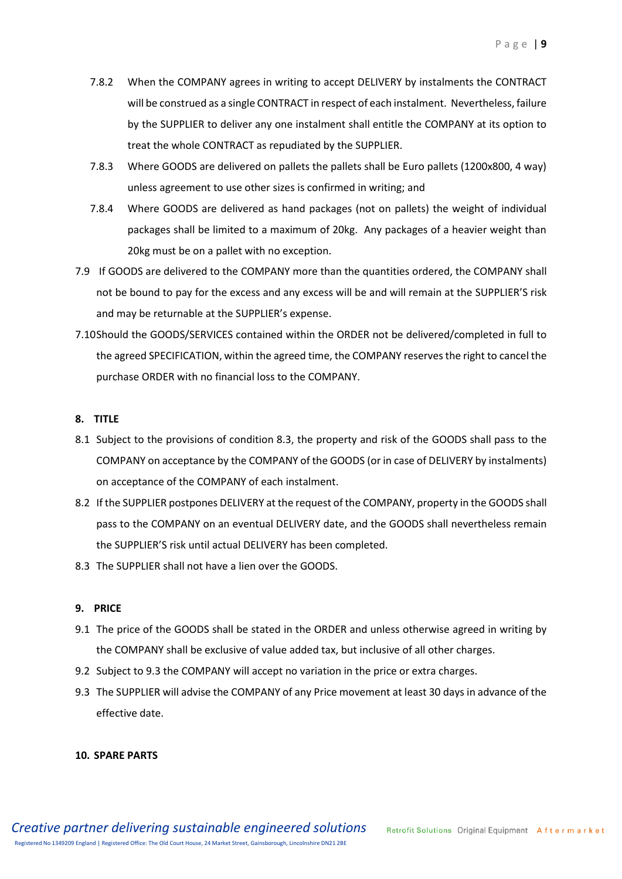7.8.2 When the COMPANY agrees in writing to accept DELIVERY by instalments the CONTRACT will be construed as a single CONTRACT in respect of each instalment. Nevertheless, failure by the SUPPLIER to deliver any one instalment shall entitle the COMPANY at its option to treat the whole CONTRACT as repudiated by the SUPPLIER.

7.8.3 Where GOODS are delivered on pallets the pallets shall be Euro pallets (1200x800, 4 way) unless agreement to use other sizes is confirmed in writing; and

7.8.4 Where GOODS are delivered as hand packages (not on pallets) the weight of individual packages shall be limited to a maximum of 20kg. Any packages of a heavier weight than 20kg must be on a pallet with no exception.

7.9 If GOODS are delivered to the COMPANY more than the quantities ordered, the COMPANY shall not be bound to pay for the excess and any excess will be and will remain at the SUPPLIER'S risk and may be returnable at the SUPPLIER's expense.

7.10 Should the GOODS/SERVICES contained within the ORDER not be delivered/completed in full to the agreed SPECIFICATION, within the agreed time, the COMPANY reserves the right to cancel the purchase ORDER with no financial loss to the COMPANY.

## 8. TITLE

8.1 Subject to the provisions of condition 8.3, the property and risk of the GOODS shall pass to the COMPANY on acceptance by the COMPANY of the GOODS (or in case of DELIVERY by instalments) on acceptance of the COMPANY of each instalment.

8.2 If the SUPPLIER postpones DELIVERY at the request of the COMPANY, property in the GOODS shall pass to the COMPANY on an eventual DELIVERY date, and the GOODS shall nevertheless remain the SUPPLIER'S risk until actual DELIVERY has been completed.

8.3 The SUPPLIER shall not have a lien over the GOODS.

## 9. PRICE

9.1 The price of the GOODS shall be stated in the ORDER and unless otherwise agreed in writing by the COMPANY shall be exclusive of value added tax, but inclusive of all other charges.

9.2 Subject to 9.3 the COMPANY will accept no variation in the price or extra charges.

9.3 The SUPPLIER will advise the COMPANY of any Price movement at least 30 days in advance of the effective date.

## 10. SPARE PARTS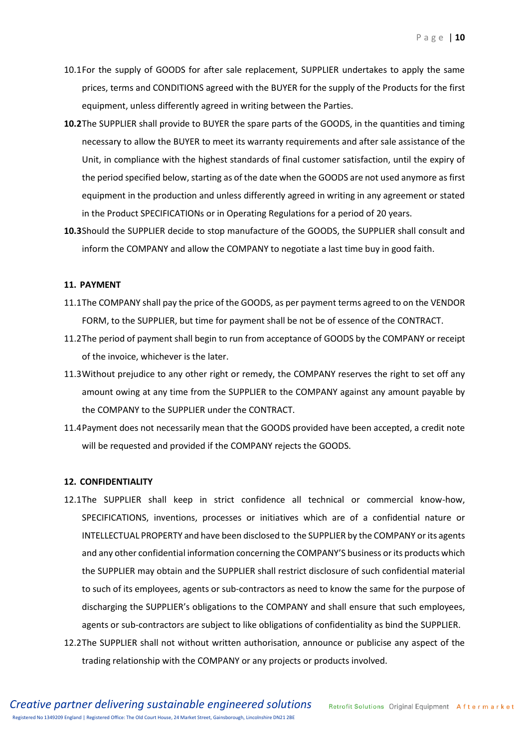10.1 For the supply of GOODS for after sale replacement, SUPPLIER undertakes to apply the same prices, terms and CONDITIONS agreed with the BUYER for the supply of the Products for the first equipment, unless differently agreed in writing between the Parties.

**10.2** The SUPPLIER shall provide to BUYER the spare parts of the GOODS, in the quantities and timing necessary to allow the BUYER to meet its warranty requirements and after sale assistance of the Unit, in compliance with the highest standards of final customer satisfaction, until the expiry of the period specified below, starting as of the date when the GOODS are not used anymore as first equipment in the production and unless differently agreed in writing in any agreement or stated in the Product SPECIFICATIONs or in Operating Regulations for a period of 20 years.

**10.3** Should the SUPPLIER decide to stop manufacture of the GOODS, the SUPPLIER shall consult and inform the COMPANY and allow the COMPANY to negotiate a last time buy in good faith.

**11. PAYMENT**

11.1 The COMPANY shall pay the price of the GOODS, as per payment terms agreed to on the VENDOR FORM, to the SUPPLIER, but time for payment shall be not be of essence of the CONTRACT.

11.2 The period of payment shall begin to run from acceptance of GOODS by the COMPANY or receipt of the invoice, whichever is the later.

11.3 Without prejudice to any other right or remedy, the COMPANY reserves the right to set off any amount owing at any time from the SUPPLIER to the COMPANY against any amount payable by the COMPANY to the SUPPLIER under the CONTRACT.

11.4 Payment does not necessarily mean that the GOODS provided have been accepted, a credit note will be requested and provided if the COMPANY rejects the GOODS.

**12. CONFIDENTIALITY**

12.1 The SUPPLIER shall keep in strict confidence all technical or commercial know-how, SPECIFICATIONS, inventions, processes or initiatives which are of a confidential nature or INTELLECTUAL PROPERTY and have been disclosed to the SUPPLIER by the COMPANY or its agents and any other confidential information concerning the COMPANY'S business or its products which the SUPPLIER may obtain and the SUPPLIER shall restrict disclosure of such confidential material to such of its employees, agents or sub-contractors as need to know the same for the purpose of discharging the SUPPLIER's obligations to the COMPANY and shall ensure that such employees, agents or sub-contractors are subject to like obligations of confidentiality as bind the SUPPLIER.

12.2 The SUPPLIER shall not without written authorisation, announce or publicise any aspect of the trading relationship with the COMPANY or any projects or products involved.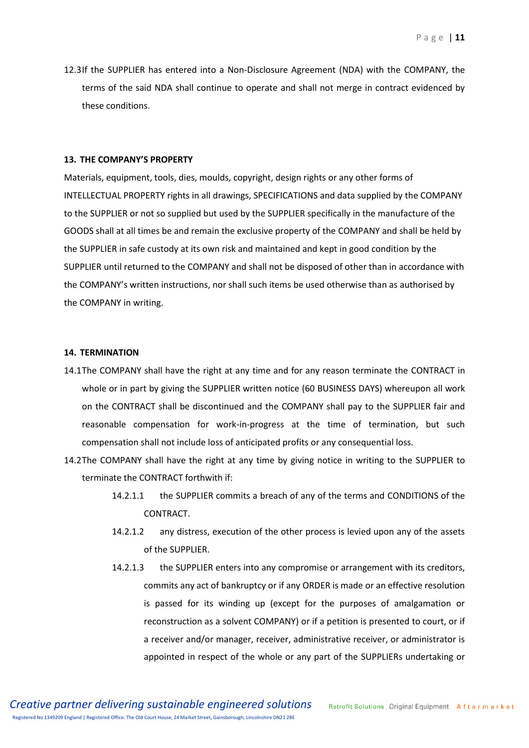12.3 If the SUPPLIER has entered into a Non-Disclosure Agreement (NDA) with the COMPANY, the terms of the said NDA shall continue to operate and shall not merge in contract evidenced by these conditions.

**13. THE COMPANY'S PROPERTY**

Materials, equipment, tools, dies, moulds, copyright, design rights or any other forms of INTELLECTUAL PROPERTY rights in all drawings, SPECIFICATIONS and data supplied by the COMPANY to the SUPPLIER or not so supplied but used by the SUPPLIER specifically in the manufacture of the GOODS shall at all times be and remain the exclusive property of the COMPANY and shall be held by the SUPPLIER in safe custody at its own risk and maintained and kept in good condition by the SUPPLIER until returned to the COMPANY and shall not be disposed of other than in accordance with the COMPANY's written instructions, nor shall such items be used otherwise than as authorised by the COMPANY in writing.

**14. TERMINATION**

14.1 The COMPANY shall have the right at any time and for any reason terminate the CONTRACT in whole or in part by giving the SUPPLIER written notice (60 BUSINESS DAYS) whereupon all work on the CONTRACT shall be discontinued and the COMPANY shall pay to the SUPPLIER fair and reasonable compensation for work-in-progress at the time of termination, but such compensation shall not include loss of anticipated profits or any consequential loss.

14.2 The COMPANY shall have the right at any time by giving notice in writing to the SUPPLIER to terminate the CONTRACT forthwith if:

- 14.2.1.1 the SUPPLIER commits a breach of any of the terms and CONDITIONS of the CONTRACT.
- 14.2.1.2 any distress, execution of the other process is levied upon any of the assets of the SUPPLIER.
- 14.2.1.3 the SUPPLIER enters into any compromise or arrangement with its creditors, commits any act of bankruptcy or if any ORDER is made or an effective resolution is passed for its winding up (except for the purposes of amalgamation or reconstruction as a solvent COMPANY) or if a petition is presented to court, or if a receiver and/or manager, receiver, administrative receiver, or administrator is appointed in respect of the whole or any part of the SUPPLIERs undertaking or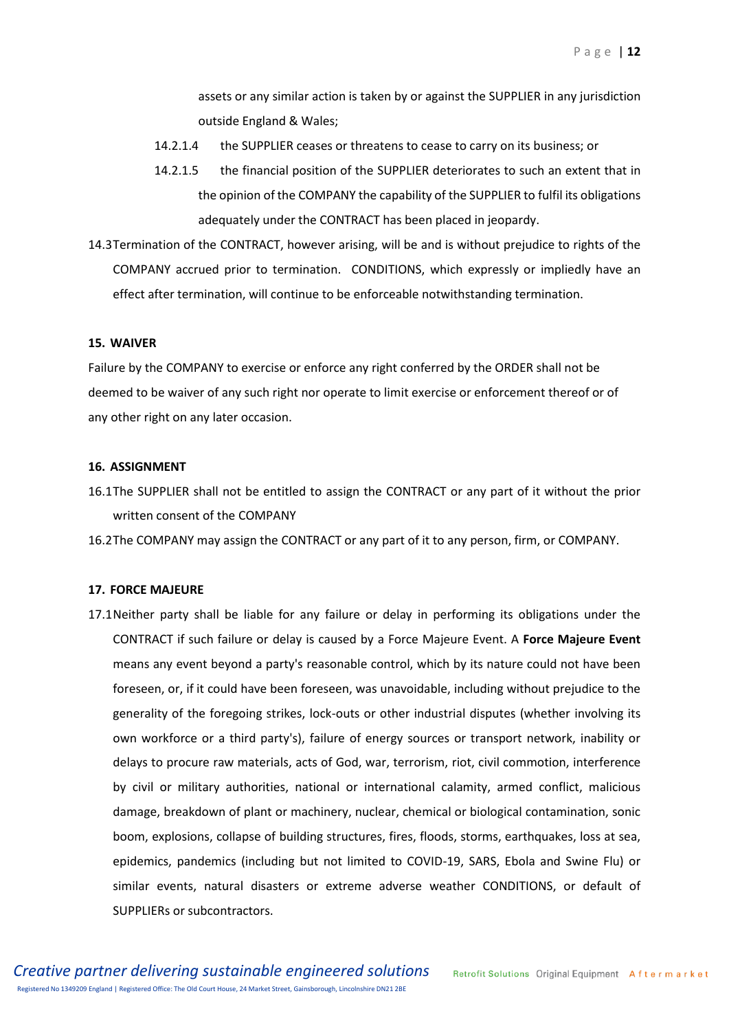assets or any similar action is taken by or against the SUPPLIER in any jurisdiction outside England & Wales;

14.2.1.4 the SUPPLIER ceases or threatens to cease to carry on its business; or

14.2.1.5 the financial position of the SUPPLIER deteriorates to such an extent that in the opinion of the COMPANY the capability of the SUPPLIER to fulfil its obligations adequately under the CONTRACT has been placed in jeopardy.

14.3 Termination of the CONTRACT, however arising, will be and is without prejudice to rights of the COMPANY accrued prior to termination. CONDITIONS, which expressly or impliedly have an effect after termination, will continue to be enforceable notwithstanding termination.

### 15. WAIVER

Failure by the COMPANY to exercise or enforce any right conferred by the ORDER shall not be deemed to be waiver of any such right nor operate to limit exercise or enforcement thereof or of any other right on any later occasion.

### 16. ASSIGNMENT

16.1 The SUPPLIER shall not be entitled to assign the CONTRACT or any part of it without the prior written consent of the COMPANY

16.2 The COMPANY may assign the CONTRACT or any part of it to any person, firm, or COMPANY.

### 17. FORCE MAJEURE

17.1 Neither party shall be liable for any failure or delay in performing its obligations under the CONTRACT if such failure or delay is caused by a Force Majeure Event. A **Force Majeure Event** means any event beyond a party's reasonable control, which by its nature could not have been foreseen, or, if it could have been foreseen, was unavoidable, including without prejudice to the generality of the foregoing strikes, lock-outs or other industrial disputes (whether involving its own workforce or a third party's), failure of energy sources or transport network, inability or delays to procure raw materials, acts of God, war, terrorism, riot, civil commotion, interference by civil or military authorities, national or international calamity, armed conflict, malicious damage, breakdown of plant or machinery, nuclear, chemical or biological contamination, sonic boom, explosions, collapse of building structures, fires, floods, storms, earthquakes, loss at sea, epidemics, pandemics (including but not limited to COVID-19, SARS, Ebola and Swine Flu) or similar events, natural disasters or extreme adverse weather CONDITIONS, or default of SUPPLIERs or subcontractors.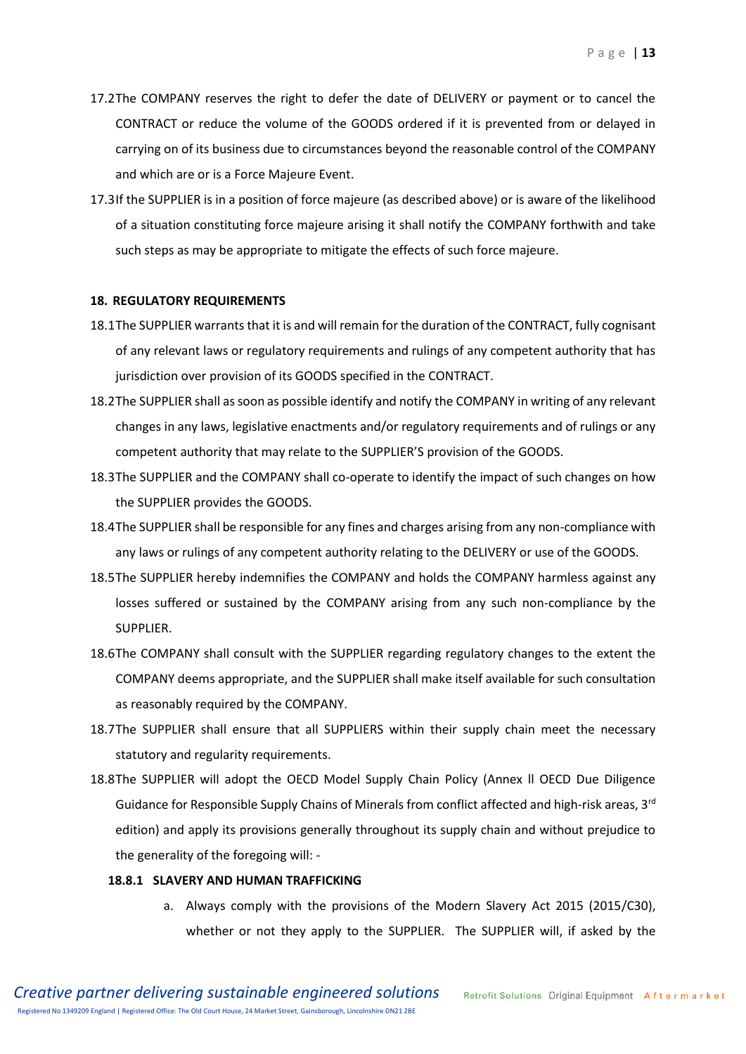17.2 The COMPANY reserves the right to defer the date of DELIVERY or payment or to cancel the CONTRACT or reduce the volume of the GOODS ordered if it is prevented from or delayed in carrying on of its business due to circumstances beyond the reasonable control of the COMPANY and which are or is a Force Majeure Event.

17.3 If the SUPPLIER is in a position of force majeure (as described above) or is aware of the likelihood of a situation constituting force majeure arising it shall notify the COMPANY forthwith and take such steps as may be appropriate to mitigate the effects of such force majeure.

## 18. REGULATORY REQUIREMENTS

18.1 The SUPPLIER warrants that it is and will remain for the duration of the CONTRACT, fully cognisant of any relevant laws or regulatory requirements and rulings of any competent authority that has jurisdiction over provision of its GOODS specified in the CONTRACT.

18.2 The SUPPLIER shall as soon as possible identify and notify the COMPANY in writing of any relevant changes in any laws, legislative enactments and/or regulatory requirements and of rulings or any competent authority that may relate to the SUPPLIER'S provision of the GOODS.

18.3 The SUPPLIER and the COMPANY shall co-operate to identify the impact of such changes on how the SUPPLIER provides the GOODS.

18.4 The SUPPLIER shall be responsible for any fines and charges arising from any non-compliance with any laws or rulings of any competent authority relating to the DELIVERY or use of the GOODS.

18.5 The SUPPLIER hereby indemnifies the COMPANY and holds the COMPANY harmless against any losses suffered or sustained by the COMPANY arising from any such non-compliance by the SUPPLIER.

18.6 The COMPANY shall consult with the SUPPLIER regarding regulatory changes to the extent the COMPANY deems appropriate, and the SUPPLIER shall make itself available for such consultation as reasonably required by the COMPANY.

18.7 The SUPPLIER shall ensure that all SUPPLIERS within their supply chain meet the necessary statutory and regularity requirements.

18.8 The SUPPLIER will adopt the OECD Model Supply Chain Policy (Annex ll OECD Due Diligence Guidance for Responsible Supply Chains of Minerals from conflict affected and high-risk areas, 3rd edition) and apply its provisions generally throughout its supply chain and without prejudice to the generality of the foregoing will: -

### 18.8.1 SLAVERY AND HUMAN TRAFFICKING

a. Always comply with the provisions of the Modern Slavery Act 2015 (2015/C30), whether or not they apply to the SUPPLIER. The SUPPLIER will, if asked by the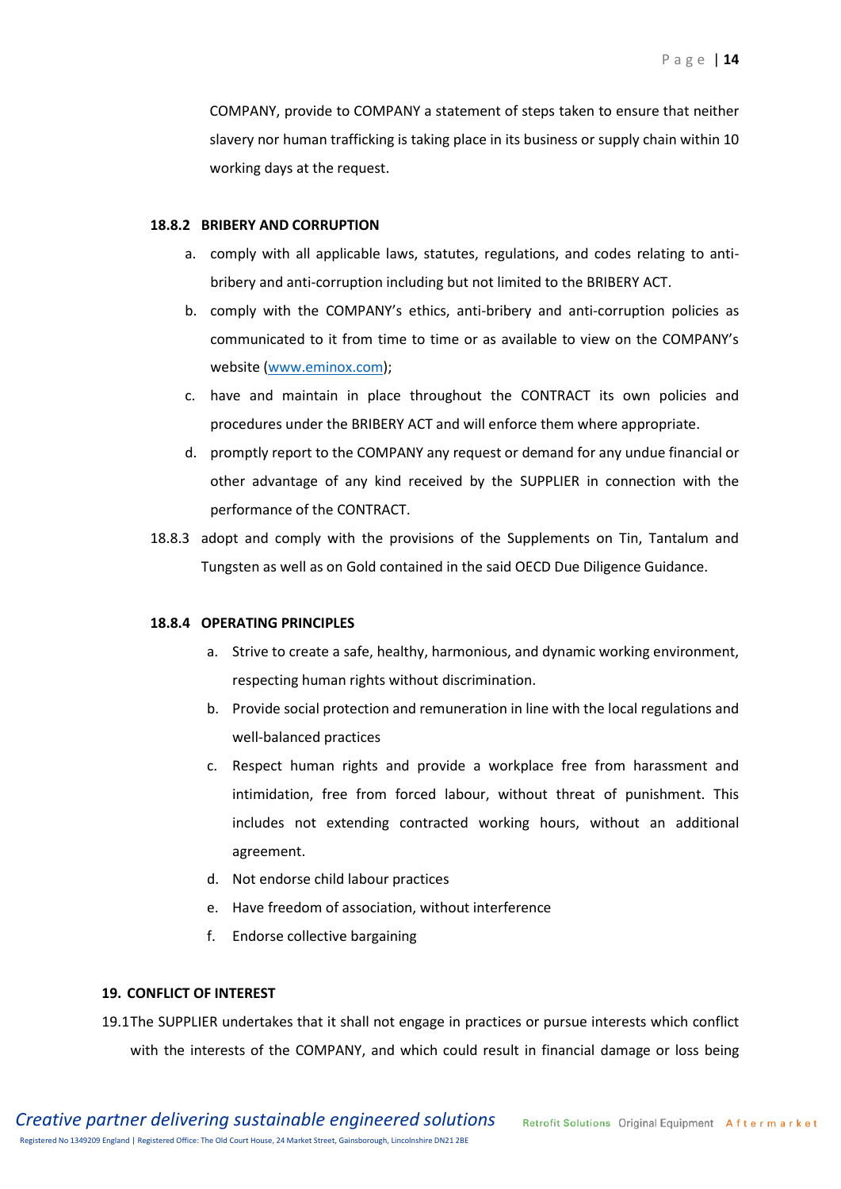COMPANY, provide to COMPANY a statement of steps taken to ensure that neither slavery nor human trafficking is taking place in its business or supply chain within 10 working days at the request.

**18.8.2 BRIBERY AND CORRUPTION**

a. comply with all applicable laws, statutes, regulations, and codes relating to anti-bribery and anti-corruption including but not limited to the BRIBERY ACT.

b. comply with the COMPANY's ethics, anti-bribery and anti-corruption policies as communicated to it from time to time or as available to view on the COMPANY's website ([www.eminox.com](www.eminox.com));

c. have and maintain in place throughout the CONTRACT its own policies and procedures under the BRIBERY ACT and will enforce them where appropriate.

d. promptly report to the COMPANY any request or demand for any undue financial or other advantage of any kind received by the SUPPLIER in connection with the performance of the CONTRACT.

18.8.3 adopt and comply with the provisions of the Supplements on Tin, Tantalum and Tungsten as well as on Gold contained in the said OECD Due Diligence Guidance.

**18.8.4 OPERATING PRINCIPLES**

a. Strive to create a safe, healthy, harmonious, and dynamic working environment, respecting human rights without discrimination.

b. Provide social protection and remuneration in line with the local regulations and well-balanced practices

c. Respect human rights and provide a workplace free from harassment and intimidation, free from forced labour, without threat of punishment. This includes not extending contracted working hours, without an additional agreement.

d. Not endorse child labour practices

e. Have freedom of association, without interference

f. Endorse collective bargaining

**19. CONFLICT OF INTEREST**

19.1 The SUPPLIER undertakes that it shall not engage in practices or pursue interests which conflict with the interests of the COMPANY, and which could result in financial damage or loss being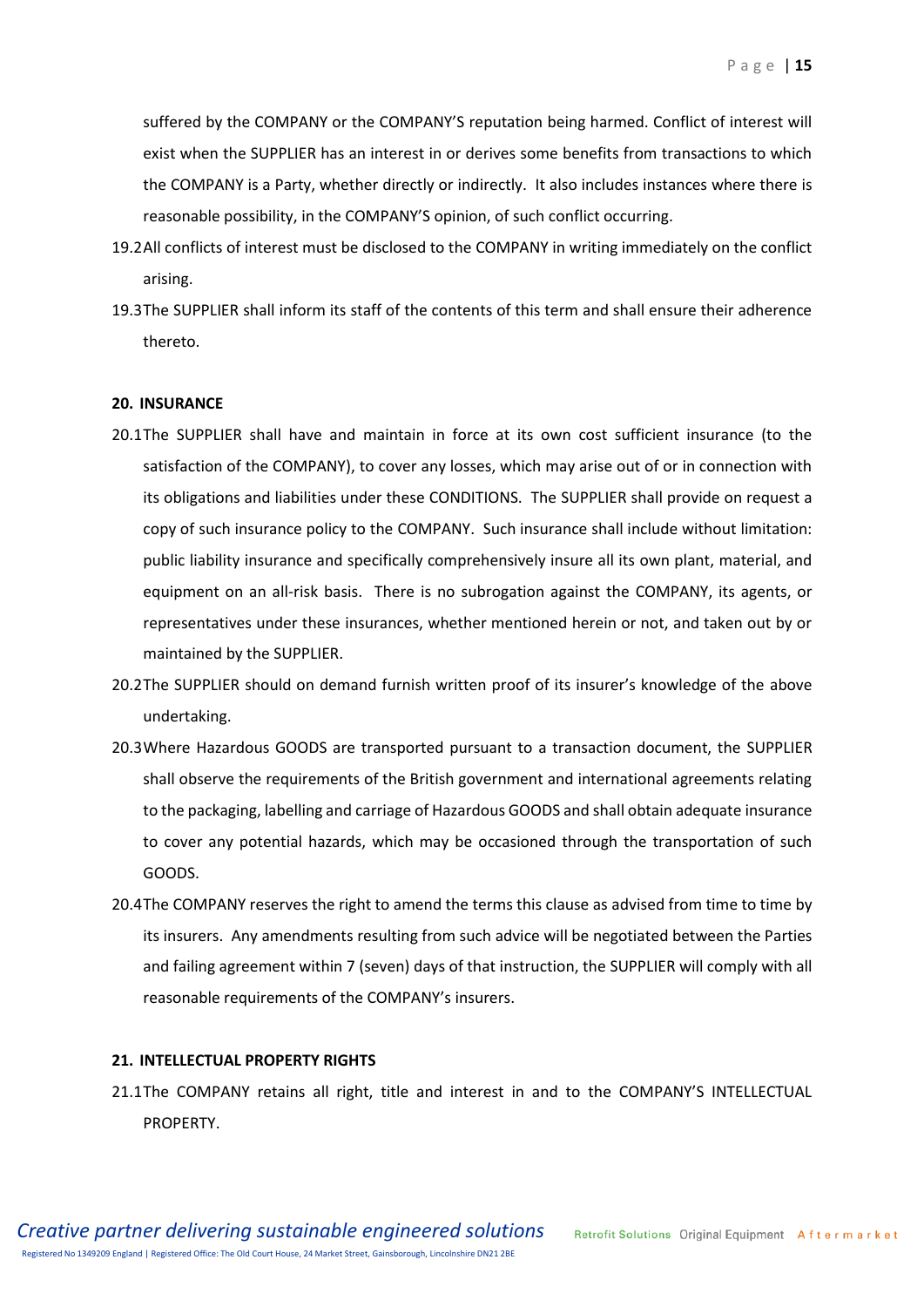suffered by the COMPANY or the COMPANY'S reputation being harmed. Conflict of interest will exist when the SUPPLIER has an interest in or derives some benefits from transactions to which the COMPANY is a Party, whether directly or indirectly. It also includes instances where there is reasonable possibility, in the COMPANY'S opinion, of such conflict occurring.

19.2 All conflicts of interest must be disclosed to the COMPANY in writing immediately on the conflict arising.

19.3 The SUPPLIER shall inform its staff of the contents of this term and shall ensure their adherence thereto.

**20. INSURANCE**

20.1 The SUPPLIER shall have and maintain in force at its own cost sufficient insurance (to the satisfaction of the COMPANY), to cover any losses, which may arise out of or in connection with its obligations and liabilities under these CONDITIONS. The SUPPLIER shall provide on request a copy of such insurance policy to the COMPANY. Such insurance shall include without limitation: public liability insurance and specifically comprehensively insure all its own plant, material, and equipment on an all-risk basis. There is no subrogation against the COMPANY, its agents, or representatives under these insurances, whether mentioned herein or not, and taken out by or maintained by the SUPPLIER.

20.2 The SUPPLIER should on demand furnish written proof of its insurer's knowledge of the above undertaking.

20.3 Where Hazardous GOODS are transported pursuant to a transaction document, the SUPPLIER shall observe the requirements of the British government and international agreements relating to the packaging, labelling and carriage of Hazardous GOODS and shall obtain adequate insurance to cover any potential hazards, which may be occasioned through the transportation of such GOODS.

20.4 The COMPANY reserves the right to amend the terms this clause as advised from time to time by its insurers. Any amendments resulting from such advice will be negotiated between the Parties and failing agreement within 7 (seven) days of that instruction, the SUPPLIER will comply with all reasonable requirements of the COMPANY's insurers.

**21. INTELLECTUAL PROPERTY RIGHTS**

21.1 The COMPANY retains all right, title and interest in and to the COMPANY'S INTELLECTUAL PROPERTY.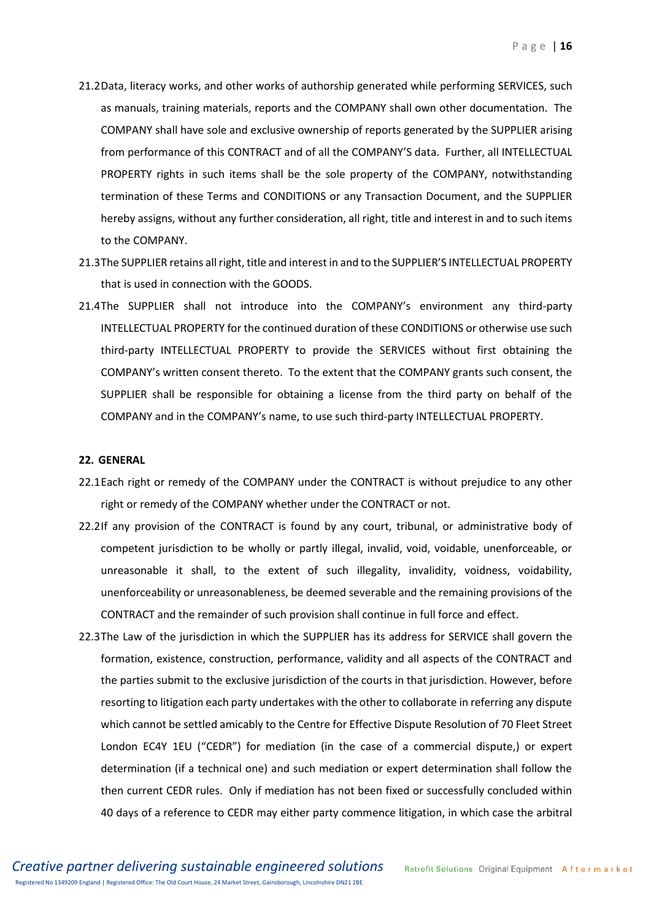21.2 Data, literacy works, and other works of authorship generated while performing SERVICES, such as manuals, training materials, reports and the COMPANY shall own other documentation. The COMPANY shall have sole and exclusive ownership of reports generated by the SUPPLIER arising from performance of this CONTRACT and of all the COMPANY'S data. Further, all INTELLECTUAL PROPERTY rights in such items shall be the sole property of the COMPANY, notwithstanding termination of these Terms and CONDITIONS or any Transaction Document, and the SUPPLIER hereby assigns, without any further consideration, all right, title and interest in and to such items to the COMPANY.

21.3 The SUPPLIER retains all right, title and interest in and to the SUPPLIER'S INTELLECTUAL PROPERTY that is used in connection with the GOODS.

21.4 The SUPPLIER shall not introduce into the COMPANY's environment any third-party INTELLECTUAL PROPERTY for the continued duration of these CONDITIONS or otherwise use such third-party INTELLECTUAL PROPERTY to provide the SERVICES without first obtaining the COMPANY's written consent thereto. To the extent that the COMPANY grants such consent, the SUPPLIER shall be responsible for obtaining a license from the third party on behalf of the COMPANY and in the COMPANY's name, to use such third-party INTELLECTUAL PROPERTY.

## 22. GENERAL

22.1 Each right or remedy of the COMPANY under the CONTRACT is without prejudice to any other right or remedy of the COMPANY whether under the CONTRACT or not.

22.2 If any provision of the CONTRACT is found by any court, tribunal, or administrative body of competent jurisdiction to be wholly or partly illegal, invalid, void, voidable, unenforceable, or unreasonable it shall, to the extent of such illegality, invalidity, voidness, voidability, unenforceability or unreasonableness, be deemed severable and the remaining provisions of the CONTRACT and the remainder of such provision shall continue in full force and effect.

22.3 The Law of the jurisdiction in which the SUPPLIER has its address for SERVICE shall govern the formation, existence, construction, performance, validity and all aspects of the CONTRACT and the parties submit to the exclusive jurisdiction of the courts in that jurisdiction. However, before resorting to litigation each party undertakes with the other to collaborate in referring any dispute which cannot be settled amicably to the Centre for Effective Dispute Resolution of 70 Fleet Street London EC4Y 1EU ("CEDR") for mediation (in the case of a commercial dispute,) or expert determination (if a technical one) and such mediation or expert determination shall follow the then current CEDR rules. Only if mediation has not been fixed or successfully concluded within 40 days of a reference to CEDR may either party commence litigation, in which case the arbitral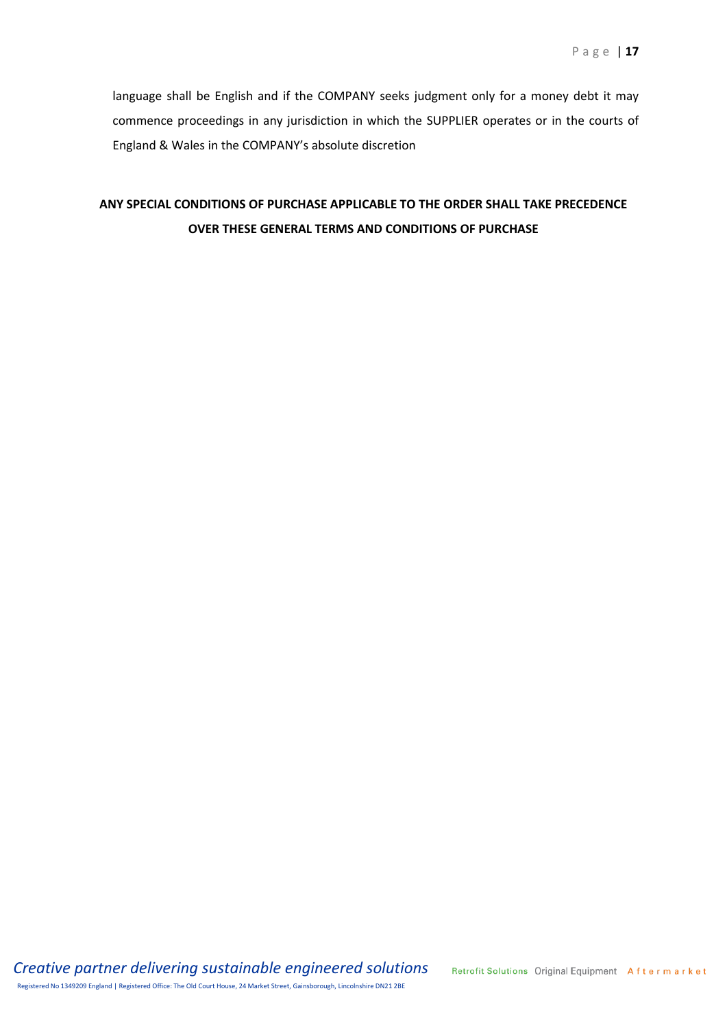language shall be English and if the COMPANY seeks judgment only for a money debt it may commence proceedings in any jurisdiction in which the SUPPLIER operates or in the courts of England & Wales in the COMPANY's absolute discretion

**ANY SPECIAL CONDITIONS OF PURCHASE APPLICABLE TO THE ORDER SHALL TAKE PRECEDENCE OVER THESE GENERAL TERMS AND CONDITIONS OF PURCHASE**